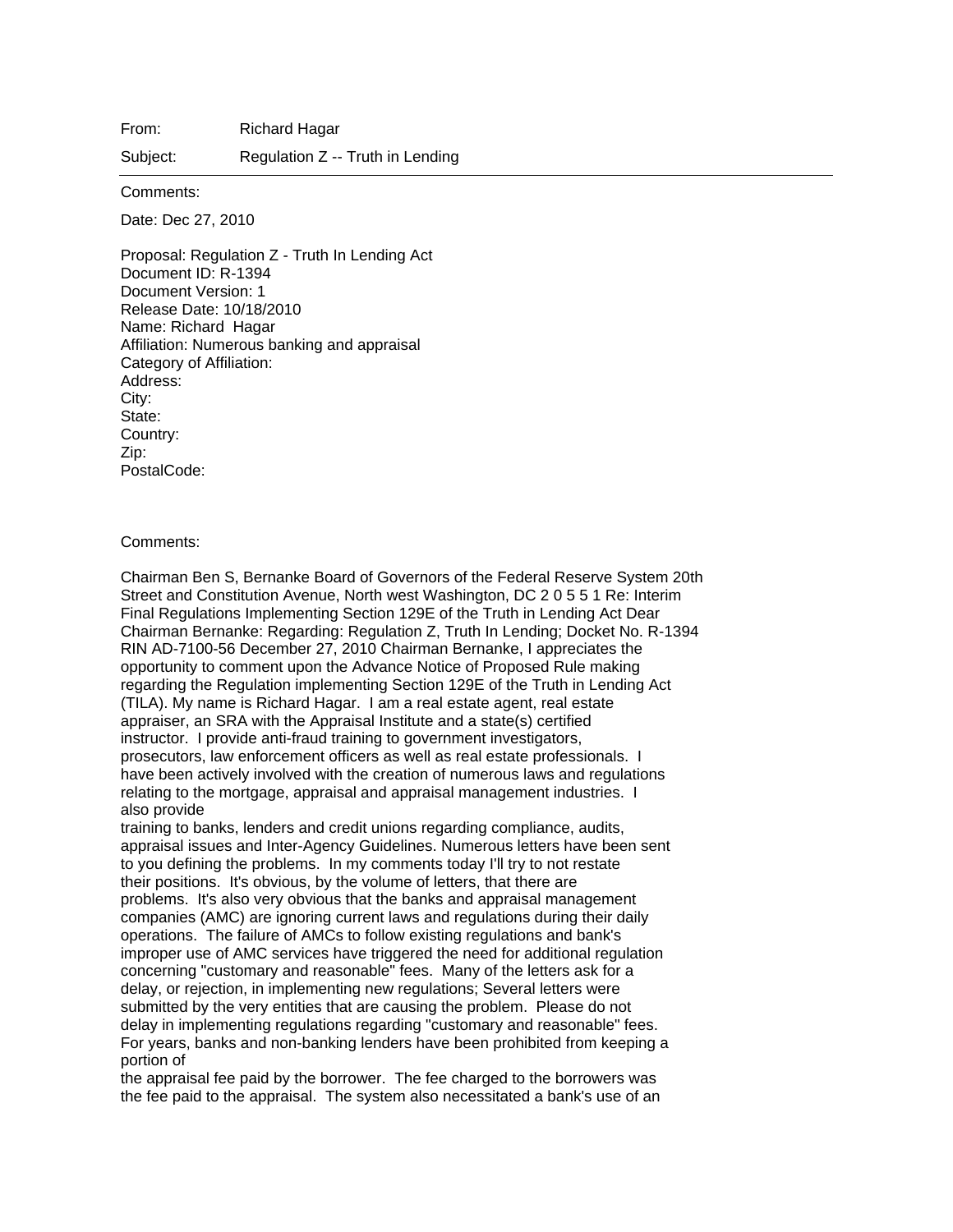From: Richard Hagar

Subject: Regulation Z -- Truth in Lending

---

Comments:

Date: Dec 27, 2010

Proposal: Regulation Z - Truth In Lending Act
Document ID: R-1394
Document Version: 1
Release Date: 10/18/2010
Name: Richard Hagar
Affiliation: Numerous banking and appraisal
Category of Affiliation:
Address:
City:
State:
Country:
Zip:
PostalCode:

Comments:

Chairman Ben S, Bernanke Board of Governors of the Federal Reserve System 20th Street and Constitution Avenue, North west Washington, DC 2 0 5 5 1 Re: Interim Final Regulations Implementing Section 129E of the Truth in Lending Act Dear Chairman Bernanke: Regarding: Regulation Z, Truth In Lending; Docket No. R-1394 RIN AD-7100-56 December 27, 2010 Chairman Bernanke, I appreciates the opportunity to comment upon the Advance Notice of Proposed Rule making regarding the Regulation implementing Section 129E of the Truth in Lending Act (TILA). My name is Richard Hagar. I am a real estate agent, real estate appraiser, an SRA with the Appraisal Institute and a state(s) certified instructor. I provide anti-fraud training to government investigators, prosecutors, law enforcement officers as well as real estate professionals. I have been actively involved with the creation of numerous laws and regulations relating to the mortgage, appraisal and appraisal management industries. I also provide training to banks, lenders and credit unions regarding compliance, audits, appraisal issues and Inter-Agency Guidelines. Numerous letters have been sent to you defining the problems. In my comments today I'll try to not restate their positions. It's obvious, by the volume of letters, that there are problems. It's also very obvious that the banks and appraisal management companies (AMC) are ignoring current laws and regulations during their daily operations. The failure of AMCs to follow existing regulations and bank's improper use of AMC services have triggered the need for additional regulation concerning "customary and reasonable" fees. Many of the letters ask for a delay, or rejection, in implementing new regulations; Several letters were submitted by the very entities that are causing the problem. Please do not delay in implementing regulations regarding "customary and reasonable" fees. For years, banks and non-banking lenders have been prohibited from keeping a portion of the appraisal fee paid by the borrower. The fee charged to the borrowers was the fee paid to the appraisal. The system also necessitated a bank's use of an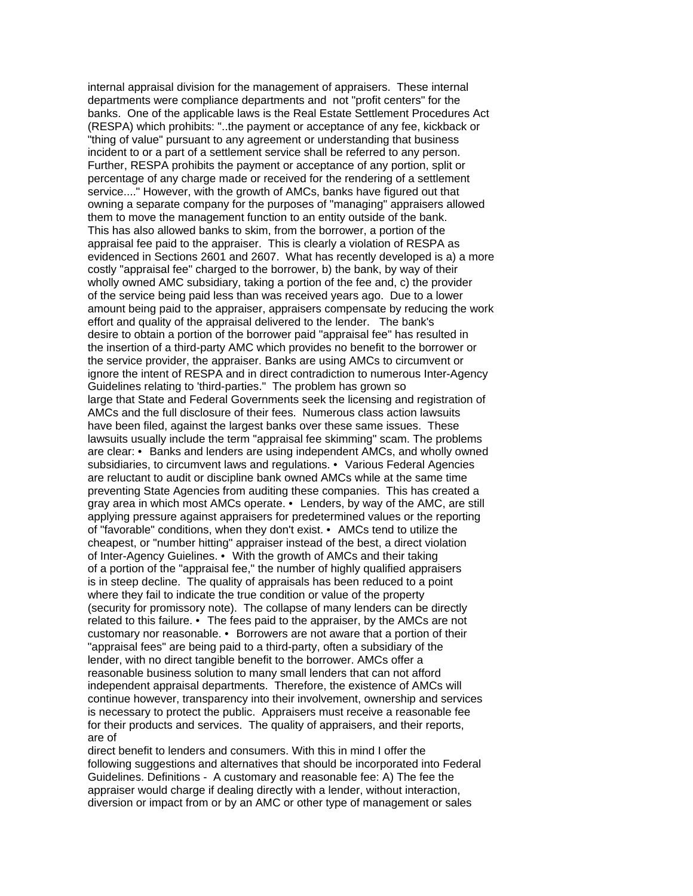internal appraisal division for the management of appraisers. These internal departments were compliance departments and not "profit centers" for the banks. One of the applicable laws is the Real Estate Settlement Procedures Act (RESPA) which prohibits: "..the payment or acceptance of any fee, kickback or "thing of value" pursuant to any agreement or understanding that business incident to or a part of a settlement service shall be referred to any person. Further, RESPA prohibits the payment or acceptance of any portion, split or percentage of any charge made or received for the rendering of a settlement service...." However, with the growth of AMCs, banks have figured out that owning a separate company for the purposes of "managing" appraisers allowed them to move the management function to an entity outside of the bank. This has also allowed banks to skim, from the borrower, a portion of the appraisal fee paid to the appraiser. This is clearly a violation of RESPA as evidenced in Sections 2601 and 2607. What has recently developed is a) a more costly "appraisal fee" charged to the borrower, b) the bank, by way of their wholly owned AMC subsidiary, taking a portion of the fee and, c) the provider of the service being paid less than was received years ago. Due to a lower amount being paid to the appraiser, appraisers compensate by reducing the work effort and quality of the appraisal delivered to the lender. The bank's desire to obtain a portion of the borrower paid "appraisal fee" has resulted in the insertion of a third-party AMC which provides no benefit to the borrower or the service provider, the appraiser. Banks are using AMCs to circumvent or ignore the intent of RESPA and in direct contradiction to numerous Inter-Agency Guidelines relating to 'third-parties." The problem has grown so large that State and Federal Governments seek the licensing and registration of AMCs and the full disclosure of their fees. Numerous class action lawsuits have been filed, against the largest banks over these same issues. These lawsuits usually include the term "appraisal fee skimming" scam. The problems are clear:

- Banks and lenders are using independent AMCs, and wholly owned subsidiaries, to circumvent laws and regulations.
- Various Federal Agencies are reluctant to audit or discipline bank owned AMCs while at the same time preventing State Agencies from auditing these companies. This has created a gray area in which most AMCs operate.
- Lenders, by way of the AMC, are still applying pressure against appraisers for predetermined values or the reporting of "favorable" conditions, when they don't exist.
- AMCs tend to utilize the cheapest, or "number hitting" appraiser instead of the best, a direct violation of Inter-Agency Guielines.
- With the growth of AMCs and their taking of a portion of the "appraisal fee," the number of highly qualified appraisers is in steep decline. The quality of appraisals has been reduced to a point where they fail to indicate the true condition or value of the property (security for promissory note). The collapse of many lenders can be directly related to this failure.
- The fees paid to the appraiser, by the AMCs are not customary nor reasonable.
- Borrowers are not aware that a portion of their "appraisal fees" are being paid to a third-party, often a subsidiary of the lender, with no direct tangible benefit to the borrower.

AMCs offer a reasonable business solution to many small lenders that can not afford independent appraisal departments. Therefore, the existence of AMCs will continue however, transparency into their involvement, ownership and services is necessary to protect the public. Appraisers must receive a reasonable fee for their products and services. The quality of appraisers, and their reports, are of direct benefit to lenders and consumers. With this in mind I offer the following suggestions and alternatives that should be incorporated into Federal Guidelines. Definitions - A customary and reasonable fee: A) The fee the appraiser would charge if dealing directly with a lender, without interaction, diversion or impact from or by an AMC or other type of management or sales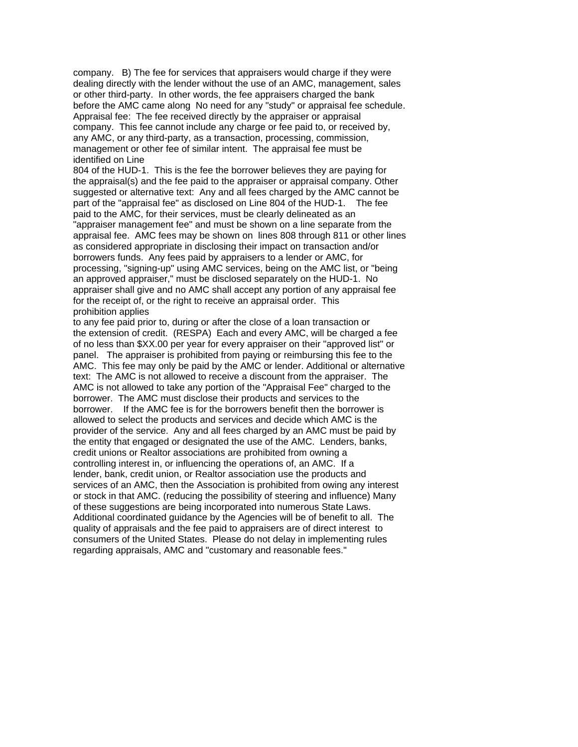company.   B) The fee for services that appraisers would charge if they were dealing directly with the lender without the use of an AMC, management, sales or other third-party.  In other words, the fee appraisers charged the bank before the AMC came along  No need for any "study" or appraisal fee schedule. Appraisal fee:  The fee received directly by the appraiser or appraisal company.  This fee cannot include any charge or fee paid to, or received by, any AMC, or any third-party, as a transaction, processing, commission, management or other fee of similar intent.  The appraisal fee must be identified on Line 804 of the HUD-1.  This is the fee the borrower believes they are paying for the appraisal(s) and the fee paid to the appraiser or appraisal company. Other suggested or alternative text:  Any and all fees charged by the AMC cannot be part of the "appraisal fee" as disclosed on Line 804 of the HUD-1.    The fee paid to the AMC, for their services, must be clearly delineated as an "appraiser management fee" and must be shown on a line separate from the appraisal fee.  AMC fees may be shown on  lines 808 through 811 or other lines as considered appropriate in disclosing their impact on transaction and/or borrowers funds.  Any fees paid by appraisers to a lender or AMC, for processing, "signing-up" using AMC services, being on the AMC list, or "being an approved appraiser," must be disclosed separately on the HUD-1.  No appraiser shall give and no AMC shall accept any portion of any appraisal fee for the receipt of, or the right to receive an appraisal order.  This prohibition applies to any fee paid prior to, during or after the close of a loan transaction or the extension of credit.  (RESPA)  Each and every AMC, will be charged a fee of no less than $XX.00 per year for every appraiser on their "approved list" or panel.   The appraiser is prohibited from paying or reimbursing this fee to the AMC.  This fee may only be paid by the AMC or lender. Additional or alternative text:  The AMC is not allowed to receive a discount from the appraiser.  The AMC is not allowed to take any portion of the "Appraisal Fee" charged to the borrower.  The AMC must disclose their products and services to the borrower.    If the AMC fee is for the borrowers benefit then the borrower is allowed to select the products and services and decide which AMC is the provider of the service.  Any and all fees charged by an AMC must be paid by the entity that engaged or designated the use of the AMC.  Lenders, banks, credit unions or Realtor associations are prohibited from owning a controlling interest in, or influencing the operations of, an AMC.  If a lender, bank, credit union, or Realtor association use the products and services of an AMC, then the Association is prohibited from owing any interest or stock in that AMC. (reducing the possibility of steering and influence) Many of these suggestions are being incorporated into numerous State Laws. Additional coordinated guidance by the Agencies will be of benefit to all.  The quality of appraisals and the fee paid to appraisers are of direct interest  to consumers of the United States.  Please do not delay in implementing rules regarding appraisals, AMC and "customary and reasonable fees."